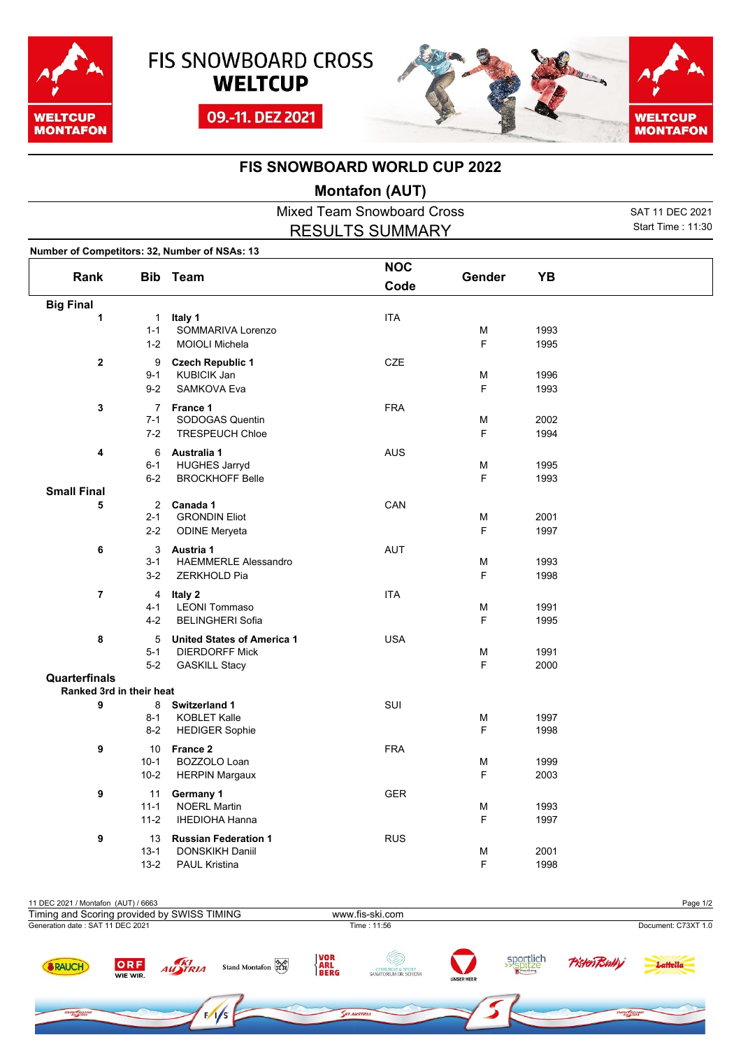# FIS SNOWBOARD CROSS WELTCUP

09.-11. DEZ 2021

## FIS SNOWBOARD WORLD CUP 2022

### Montafon (AUT)

Mixed Team Snowboard Cross

RESULTS SUMMARY

SAT 11 DEC 2021
Start Time : 11:30

**Number of Competitors: 32, Number of NSAs: 13**

| Rank | Bib | Team | NOC Code | Gender | YB |
|---|---|---|---|---|---|
| **Big Final** | | | | | |
| 1 | 1 | **Italy 1** | ITA | | |
| | 1-1 | SOMMARIVA Lorenzo | | M | 1993 |
| | 1-2 | MOIOLI Michela | | F | 1995 |
| 2 | 9 | **Czech Republic 1** | CZE | | |
| | 9-1 | KUBICIK Jan | | M | 1996 |
| | 9-2 | SAMKOVA Eva | | F | 1993 |
| 3 | 7 | **France 1** | FRA | | |
| | 7-1 | SODOGAS Quentin | | M | 2002 |
| | 7-2 | TRESPEUCH Chloe | | F | 1994 |
| 4 | 6 | **Australia 1** | AUS | | |
| | 6-1 | HUGHES Jarryd | | M | 1995 |
| | 6-2 | BROCKHOFF Belle | | F | 1993 |
| **Small Final** | | | | | |
| 5 | 2 | **Canada 1** | CAN | | |
| | 2-1 | GRONDIN Eliot | | M | 2001 |
| | 2-2 | ODINE Meryeta | | F | 1997 |
| 6 | 3 | **Austria 1** | AUT | | |
| | 3-1 | HAEMMERLE Alessandro | | M | 1993 |
| | 3-2 | ZERKHOLD Pia | | F | 1998 |
| 7 | 4 | **Italy 2** | ITA | | |
| | 4-1 | LEONI Tommaso | | M | 1991 |
| | 4-2 | BELINGHERI Sofia | | F | 1995 |
| 8 | 5 | **United States of America 1** | USA | | |
| | 5-1 | DIERDORFF Mick | | M | 1991 |
| | 5-2 | GASKILL Stacy | | F | 2000 |
| **Quarterfinals** | | | | | |
| **Ranked 3rd in their heat** | | | | | |
| 9 | 8 | **Switzerland 1** | SUI | | |
| | 8-1 | KOBLET Kalle | | M | 1997 |
| | 8-2 | HEDIGER Sophie | | F | 1998 |
| 9 | 10 | **France 2** | FRA | | |
| | 10-1 | BOZZOLO Loan | | M | 1999 |
| | 10-2 | HERPIN Margaux | | F | 2003 |
| 9 | 11 | **Germany 1** | GER | | |
| | 11-1 | NOERL Martin | | M | 1993 |
| | 11-2 | IHEDIOHA Hanna | | F | 1997 |
| 9 | 13 | **Russian Federation 1** | RUS | | |
| | 13-1 | DONSKIKH Daniil | | M | 2001 |
| | 13-2 | PAUL Kristina | | F | 1998 |

11 DEC 2021 / Montafon (AUT) / 6663
Timing and Scoring provided by SWISS TIMING
www.fis-ski.com
Generation date : SAT 11 DEC 2021
Time : 11:56
Document: C73XT 1.0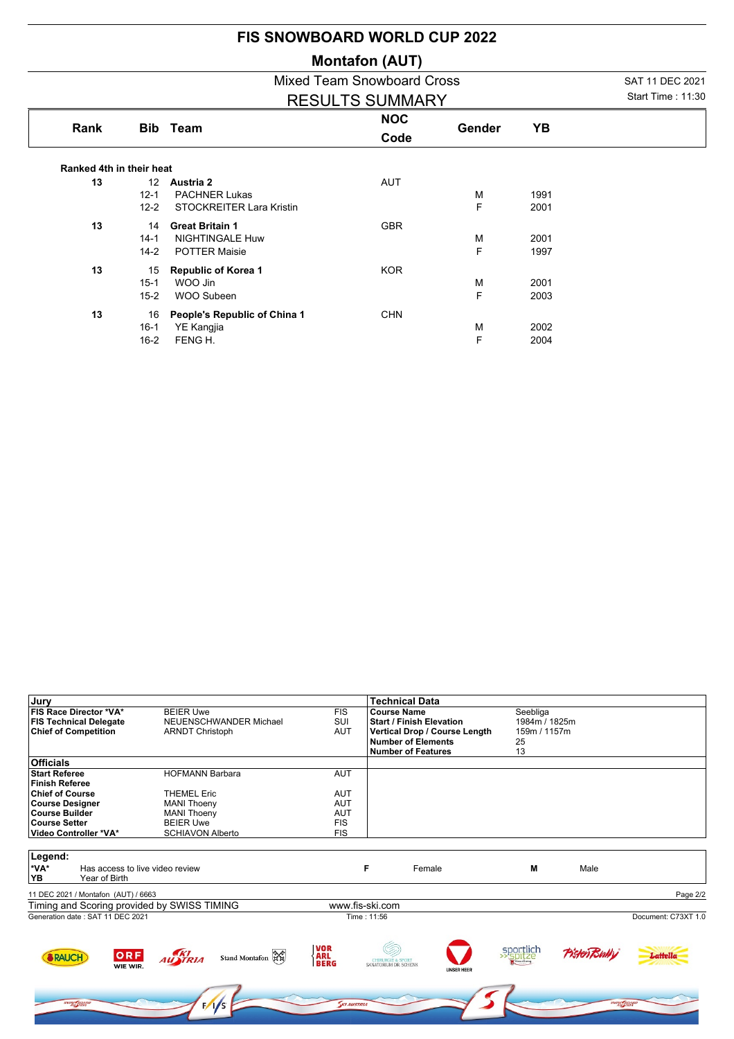# FIS SNOWBOARD WORLD CUP 2022

## Montafon (AUT)

### Mixed Team Snowboard Cross

### RESULTS SUMMARY

SAT 11 DEC 2021
Start Time : 11:30

| Rank | Bib | Team | NOC Code | Gender | YB |
|---|---|---|---|---|---|
| **Ranked 4th in their heat** | | | | | |
| **13** | 12 | **Austria 2** | AUT | | |
| | 12-1 | PACHNER Lukas | | M | 1991 |
| | 12-2 | STOCKREITER Lara Kristin | | F | 2001 |
| **13** | 14 | **Great Britain 1** | GBR | | |
| | 14-1 | NIGHTINGALE Huw | | M | 2001 |
| | 14-2 | POTTER Maisie | | F | 1997 |
| **13** | 15 | **Republic of Korea 1** | KOR | | |
| | 15-1 | WOO Jin | | M | 2001 |
| | 15-2 | WOO Subeen | | F | 2003 |
| **13** | 16 | **People's Republic of China 1** | CHN | | |
| | 16-1 | YE Kangjia | | M | 2002 |
| | 16-2 | FENG H. | | F | 2004 |

| Jury | | |
|---|---|---|
| **FIS Race Director *VA*** | BEIER Uwe | FIS |
| **FIS Technical Delegate** | NEUENSCHWANDER Michael | SUI |
| **Chief of Competition** | ARNDT Christoph | AUT |

| Officials | | |
|---|---|---|
| **Start Referee** | HOFMANN Barbara | AUT |
| **Finish Referee** | | |
| **Chief of Course** | THEMEL Eric | AUT |
| **Course Designer** | MANI Thoeny | AUT |
| **Course Builder** | MANI Thoeny | AUT |
| **Course Setter** | BEIER Uwe | FIS |
| **Video Controller *VA*** | SCHIAVON Alberto | FIS |

| Technical Data | |
|---|---|
| **Course Name** | Seebliga |
| **Start / Finish Elevation** | 1984m / 1825m |
| **Vertical Drop / Course Length** | 159m / 1157m |
| **Number of Elements** | 25 |
| **Number of Features** | 13 |

**Legend:**

| | | | | | |
|---|---|---|---|---|---|
| *VA* | Has access to live video review | F | Female | M | Male |
| YB | Year of Birth | | | | |

11 DEC 2021 / Montafon (AUT) / 6663

Timing and Scoring provided by SWISS TIMING — www.fis-ski.com

Generation date : SAT 11 DEC 2021 — Time : 11:56 — Document: C73XT 1.0